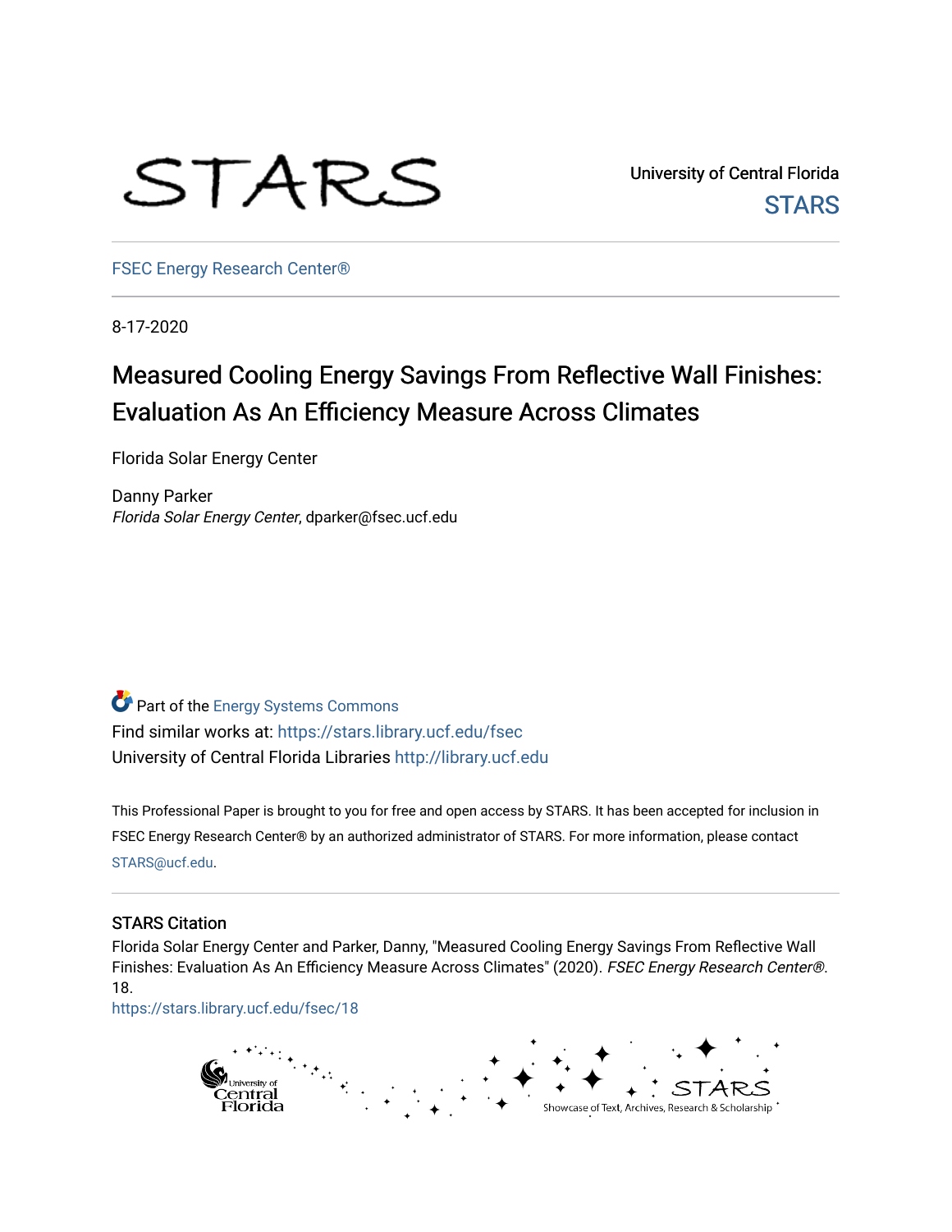University of Central Florida

STARS

FSEC Energy Research Center®

8-17-2020

# Measured Cooling Energy Savings From Reflective Wall Finishes: Evaluation As An Efficiency Measure Across Climates

Florida Solar Energy Center

Danny Parker
*Florida Solar Energy Center*, dparker@fsec.ucf.edu

Part of the Energy Systems Commons

Find similar works at: https://stars.library.ucf.edu/fsec

University of Central Florida Libraries http://library.ucf.edu

This Professional Paper is brought to you for free and open access by STARS. It has been accepted for inclusion in FSEC Energy Research Center® by an authorized administrator of STARS. For more information, please contact STARS@ucf.edu.

## STARS Citation

Florida Solar Energy Center and Parker, Danny, "Measured Cooling Energy Savings From Reflective Wall Finishes: Evaluation As An Efficiency Measure Across Climates" (2020). *FSEC Energy Research Center®*. 18.
https://stars.library.ucf.edu/fsec/18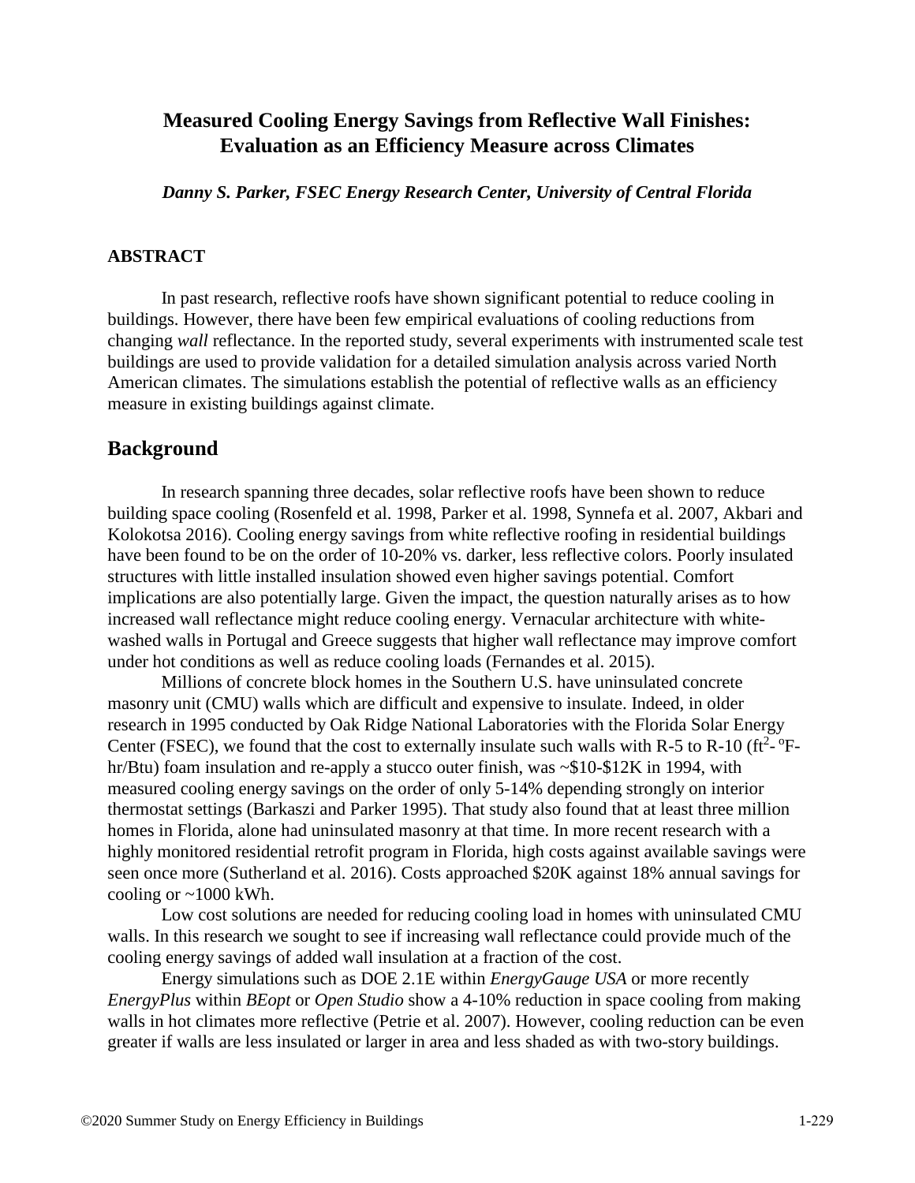# Measured Cooling Energy Savings from Reflective Wall Finishes: Evaluation as an Efficiency Measure across Climates

***Danny S. Parker, FSEC Energy Research Center, University of Central Florida***

## ABSTRACT

In past research, reflective roofs have shown significant potential to reduce cooling in buildings. However, there have been few empirical evaluations of cooling reductions from changing *wall* reflectance. In the reported study, several experiments with instrumented scale test buildings are used to provide validation for a detailed simulation analysis across varied North American climates. The simulations establish the potential of reflective walls as an efficiency measure in existing buildings against climate.

## Background

In research spanning three decades, solar reflective roofs have been shown to reduce building space cooling (Rosenfeld et al. 1998, Parker et al. 1998, Synnefa et al. 2007, Akbari and Kolokotsa 2016). Cooling energy savings from white reflective roofing in residential buildings have been found to be on the order of 10-20% vs. darker, less reflective colors. Poorly insulated structures with little installed insulation showed even higher savings potential. Comfort implications are also potentially large. Given the impact, the question naturally arises as to how increased wall reflectance might reduce cooling energy. Vernacular architecture with white-washed walls in Portugal and Greece suggests that higher wall reflectance may improve comfort under hot conditions as well as reduce cooling loads (Fernandes et al. 2015).

Millions of concrete block homes in the Southern U.S. have uninsulated concrete masonry unit (CMU) walls which are difficult and expensive to insulate. Indeed, in older research in 1995 conducted by Oak Ridge National Laboratories with the Florida Solar Energy Center (FSEC), we found that the cost to externally insulate such walls with R-5 to R-10 ($ft^2$- ºF-hr/Btu) foam insulation and re-apply a stucco outer finish, was ~$10-$12K in 1994, with measured cooling energy savings on the order of only 5-14% depending strongly on interior thermostat settings (Barkaszi and Parker 1995). That study also found that at least three million homes in Florida, alone had uninsulated masonry at that time. In more recent research with a highly monitored residential retrofit program in Florida, high costs against available savings were seen once more (Sutherland et al. 2016). Costs approached $20K against 18% annual savings for cooling or ~1000 kWh.

Low cost solutions are needed for reducing cooling load in homes with uninsulated CMU walls. In this research we sought to see if increasing wall reflectance could provide much of the cooling energy savings of added wall insulation at a fraction of the cost.

Energy simulations such as DOE 2.1E within *EnergyGauge USA* or more recently *EnergyPlus* within *BEopt* or *Open Studio* show a 4-10% reduction in space cooling from making walls in hot climates more reflective (Petrie et al. 2007). However, cooling reduction can be even greater if walls are less insulated or larger in area and less shaded as with two-story buildings.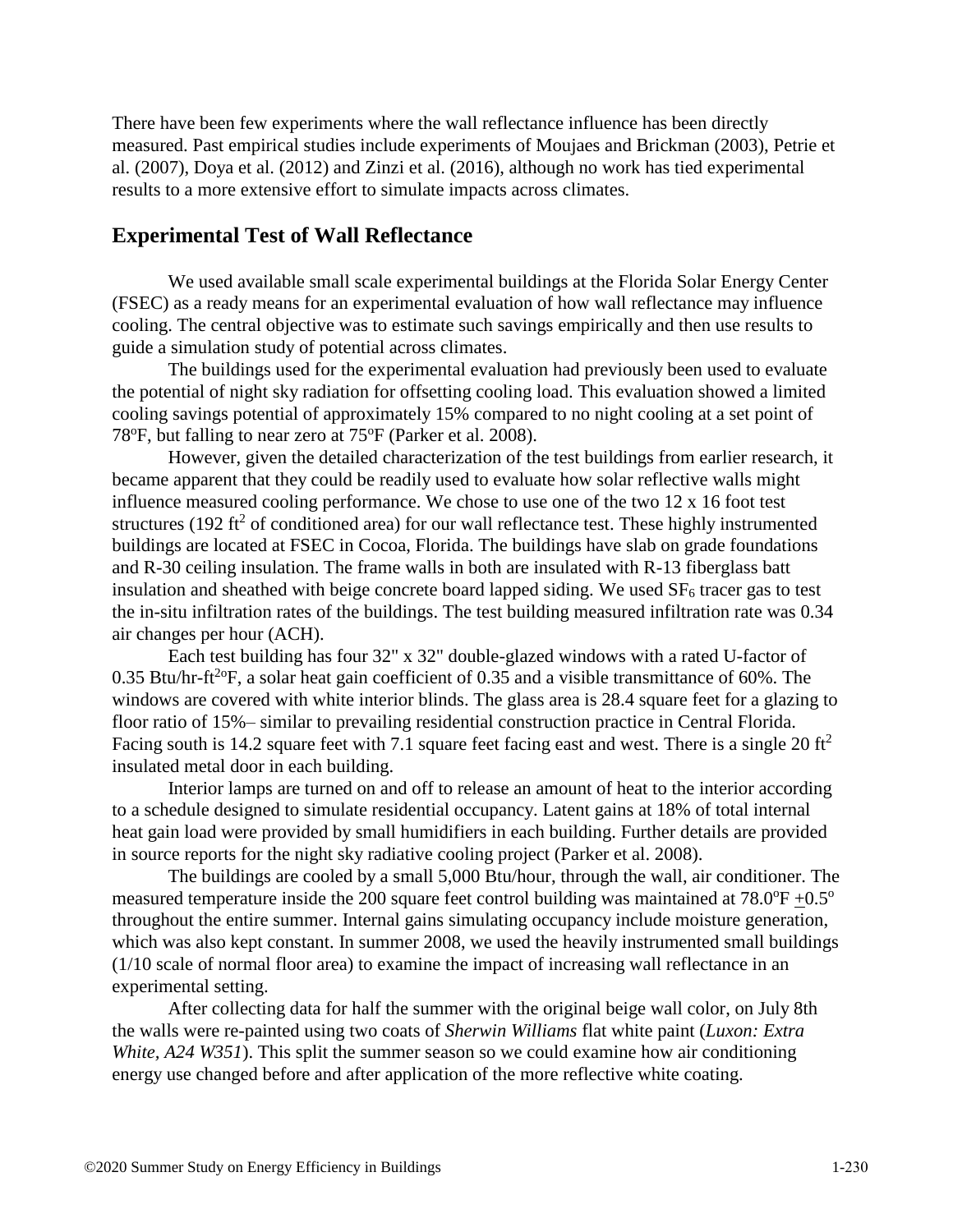There have been few experiments where the wall reflectance influence has been directly measured. Past empirical studies include experiments of Moujaes and Brickman (2003), Petrie et al. (2007), Doya et al. (2012) and Zinzi et al. (2016), although no work has tied experimental results to a more extensive effort to simulate impacts across climates.

## Experimental Test of Wall Reflectance

We used available small scale experimental buildings at the Florida Solar Energy Center (FSEC) as a ready means for an experimental evaluation of how wall reflectance may influence cooling. The central objective was to estimate such savings empirically and then use results to guide a simulation study of potential across climates.

The buildings used for the experimental evaluation had previously been used to evaluate the potential of night sky radiation for offsetting cooling load. This evaluation showed a limited cooling savings potential of approximately 15% compared to no night cooling at a set point of 78ºF, but falling to near zero at 75ºF (Parker et al. 2008).

However, given the detailed characterization of the test buildings from earlier research, it became apparent that they could be readily used to evaluate how solar reflective walls might influence measured cooling performance. We chose to use one of the two 12 x 16 foot test structures (192 $ft^2$ of conditioned area) for our wall reflectance test. These highly instrumented buildings are located at FSEC in Cocoa, Florida. The buildings have slab on grade foundations and R-30 ceiling insulation. The frame walls in both are insulated with R-13 fiberglass batt insulation and sheathed with beige concrete board lapped siding. We used $SF_6$ tracer gas to test the in-situ infiltration rates of the buildings. The test building measured infiltration rate was 0.34 air changes per hour (ACH).

Each test building has four 32" x 32" double-glazed windows with a rated U-factor of 0.35 Btu/hr-$ft^{2o}$F, a solar heat gain coefficient of 0.35 and a visible transmittance of 60%. The windows are covered with white interior blinds. The glass area is 28.4 square feet for a glazing to floor ratio of 15%– similar to prevailing residential construction practice in Central Florida. Facing south is 14.2 square feet with 7.1 square feet facing east and west. There is a single 20 $ft^2$ insulated metal door in each building.

Interior lamps are turned on and off to release an amount of heat to the interior according to a schedule designed to simulate residential occupancy. Latent gains at 18% of total internal heat gain load were provided by small humidifiers in each building. Further details are provided in source reports for the night sky radiative cooling project (Parker et al. 2008).

The buildings are cooled by a small 5,000 Btu/hour, through the wall, air conditioner. The measured temperature inside the 200 square feet control building was maintained at 78.0ºF ±0.5º throughout the entire summer. Internal gains simulating occupancy include moisture generation, which was also kept constant. In summer 2008, we used the heavily instrumented small buildings (1/10 scale of normal floor area) to examine the impact of increasing wall reflectance in an experimental setting.

After collecting data for half the summer with the original beige wall color, on July 8th the walls were re-painted using two coats of *Sherwin Williams* flat white paint (*Luxon: Extra White, A24 W351*). This split the summer season so we could examine how air conditioning energy use changed before and after application of the more reflective white coating.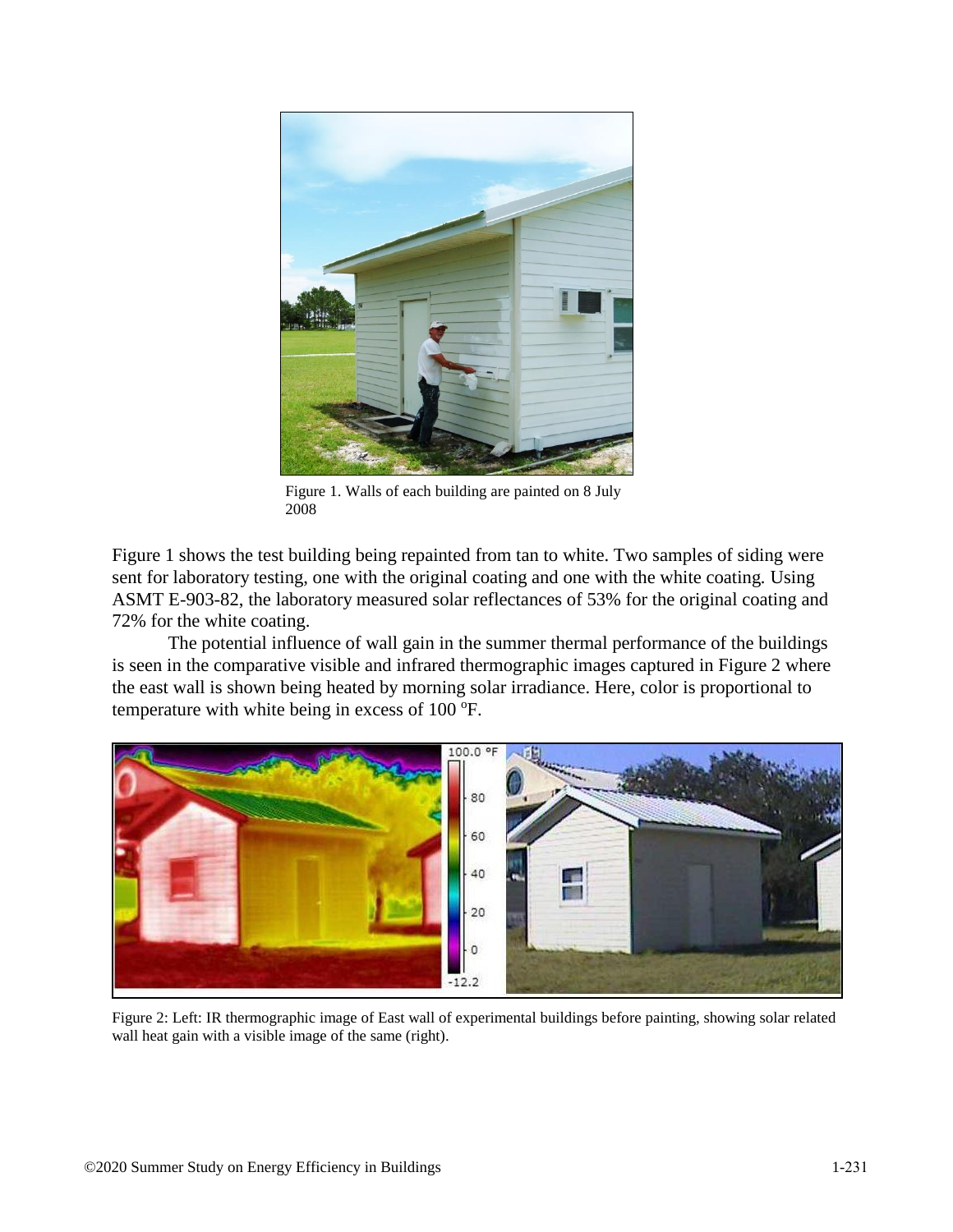Figure 1. Walls of each building are painted on 8 July 2008

Figure 1 shows the test building being repainted from tan to white. Two samples of siding were sent for laboratory testing, one with the original coating and one with the white coating. Using ASMT E-903-82, the laboratory measured solar reflectances of 53% for the original coating and 72% for the white coating.

The potential influence of wall gain in the summer thermal performance of the buildings is seen in the comparative visible and infrared thermographic images captured in Figure 2 where the east wall is shown being heated by morning solar irradiance. Here, color is proportional to temperature with white being in excess of 100 $^{o}$F.

Figure 2: Left: IR thermographic image of East wall of experimental buildings before painting, showing solar related wall heat gain with a visible image of the same (right).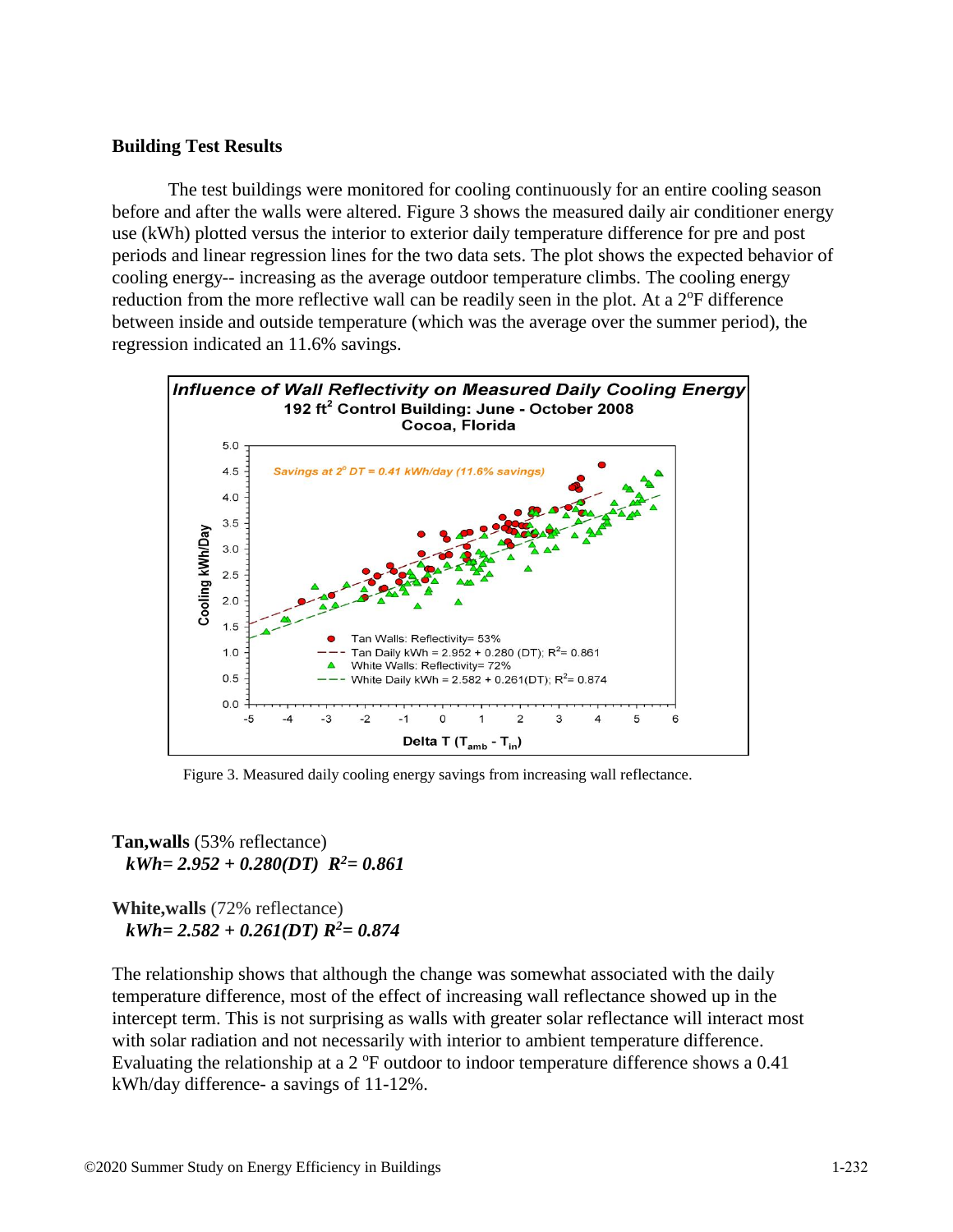### Building Test Results

The test buildings were monitored for cooling continuously for an entire cooling season before and after the walls were altered. Figure 3 shows the measured daily air conditioner energy use (kWh) plotted versus the interior to exterior daily temperature difference for pre and post periods and linear regression lines for the two data sets. The plot shows the expected behavior of cooling energy-- increasing as the average outdoor temperature climbs. The cooling energy reduction from the more reflective wall can be readily seen in the plot. At a 2°F difference between inside and outside temperature (which was the average over the summer period), the regression indicated an 11.6% savings.

Figure 3. Measured daily cooling energy savings from increasing wall reflectance.

**Tan,walls** (53% reflectance)
$kWh = 2.952 + 0.280(DT)$ $R^2 = 0.861$

**White,walls** (72% reflectance)
$kWh = 2.582 + 0.261(DT)$ $R^2 = 0.874$

The relationship shows that although the change was somewhat associated with the daily temperature difference, most of the effect of increasing wall reflectance showed up in the intercept term. This is not surprising as walls with greater solar reflectance will interact most with solar radiation and not necessarily with interior to ambient temperature difference. Evaluating the relationship at a 2 °F outdoor to indoor temperature difference shows a 0.41 kWh/day difference- a savings of 11-12%.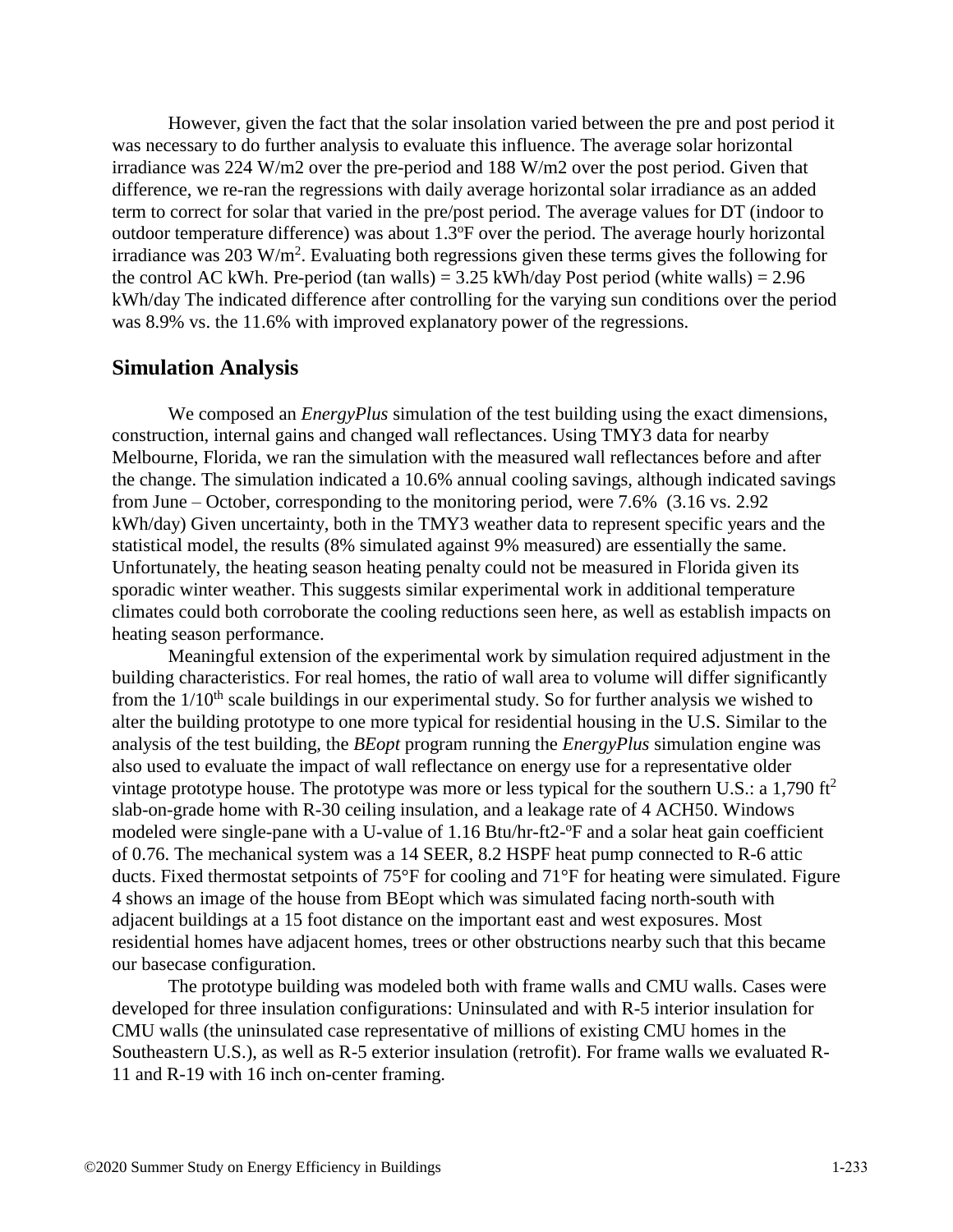However, given the fact that the solar insolation varied between the pre and post period it was necessary to do further analysis to evaluate this influence. The average solar horizontal irradiance was 224 W/m2 over the pre-period and 188 W/m2 over the post period. Given that difference, we re-ran the regressions with daily average horizontal solar irradiance as an added term to correct for solar that varied in the pre/post period. The average values for DT (indoor to outdoor temperature difference) was about 1.3ºF over the period. The average hourly horizontal irradiance was 203 W/m$^2$. Evaluating both regressions given these terms gives the following for the control AC kWh. Pre-period (tan walls) = 3.25 kWh/day Post period (white walls) = 2.96 kWh/day The indicated difference after controlling for the varying sun conditions over the period was 8.9% vs. the 11.6% with improved explanatory power of the regressions.

## Simulation Analysis

We composed an *EnergyPlus* simulation of the test building using the exact dimensions, construction, internal gains and changed wall reflectances. Using TMY3 data for nearby Melbourne, Florida, we ran the simulation with the measured wall reflectances before and after the change. The simulation indicated a 10.6% annual cooling savings, although indicated savings from June – October, corresponding to the monitoring period, were 7.6% (3.16 vs. 2.92 kWh/day) Given uncertainty, both in the TMY3 weather data to represent specific years and the statistical model, the results (8% simulated against 9% measured) are essentially the same. Unfortunately, the heating season heating penalty could not be measured in Florida given its sporadic winter weather. This suggests similar experimental work in additional temperature climates could both corroborate the cooling reductions seen here, as well as establish impacts on heating season performance.

Meaningful extension of the experimental work by simulation required adjustment in the building characteristics. For real homes, the ratio of wall area to volume will differ significantly from the 1/10$^{th}$ scale buildings in our experimental study. So for further analysis we wished to alter the building prototype to one more typical for residential housing in the U.S. Similar to the analysis of the test building, the *BEopt* program running the *EnergyPlus* simulation engine was also used to evaluate the impact of wall reflectance on energy use for a representative older vintage prototype house. The prototype was more or less typical for the southern U.S.: a 1,790 ft$^2$ slab-on-grade home with R-30 ceiling insulation, and a leakage rate of 4 ACH50. Windows modeled were single-pane with a U-value of 1.16 Btu/hr-ft2-ºF and a solar heat gain coefficient of 0.76. The mechanical system was a 14 SEER, 8.2 HSPF heat pump connected to R-6 attic ducts. Fixed thermostat setpoints of 75°F for cooling and 71°F for heating were simulated. Figure 4 shows an image of the house from BEopt which was simulated facing north-south with adjacent buildings at a 15 foot distance on the important east and west exposures. Most residential homes have adjacent homes, trees or other obstructions nearby such that this became our basecase configuration.

The prototype building was modeled both with frame walls and CMU walls. Cases were developed for three insulation configurations: Uninsulated and with R-5 interior insulation for CMU walls (the uninsulated case representative of millions of existing CMU homes in the Southeastern U.S.), as well as R-5 exterior insulation (retrofit). For frame walls we evaluated R-11 and R-19 with 16 inch on-center framing.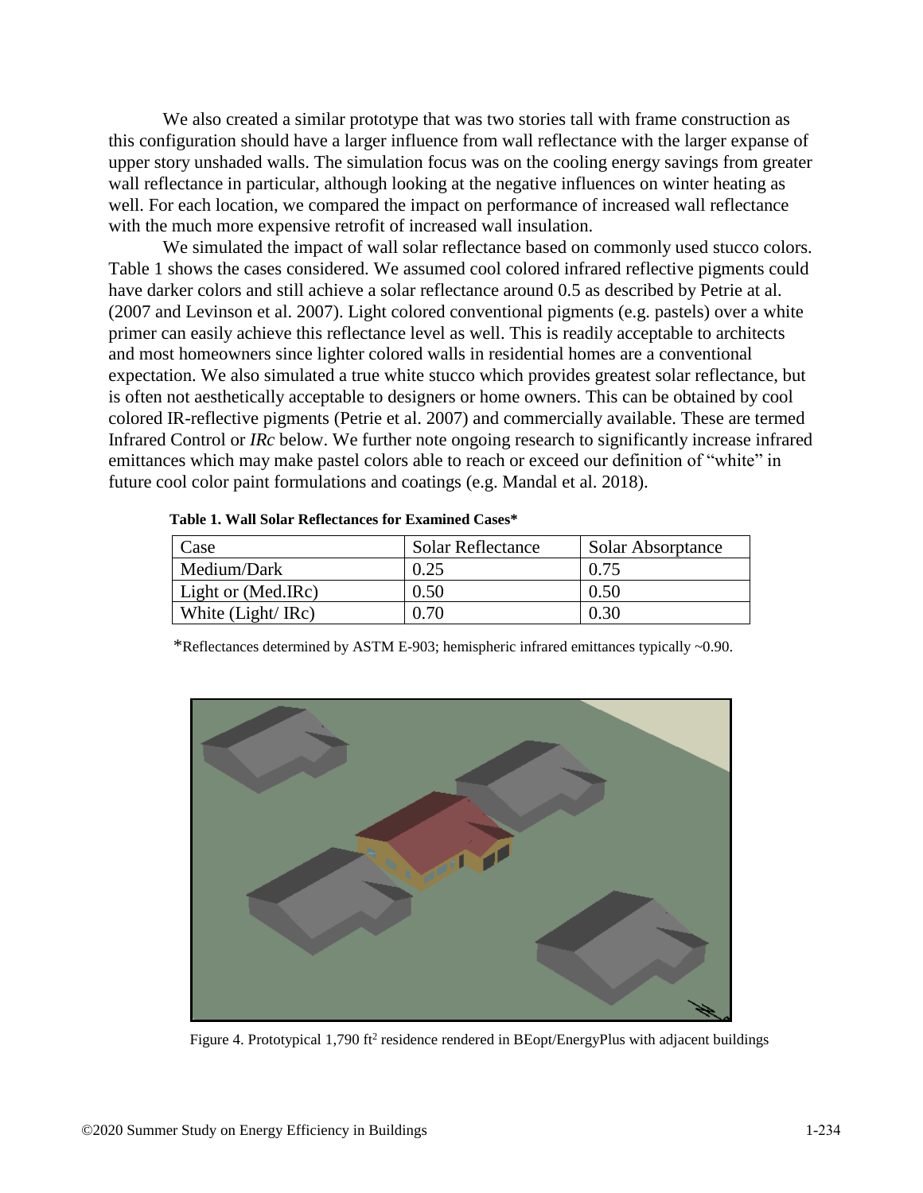We also created a similar prototype that was two stories tall with frame construction as this configuration should have a larger influence from wall reflectance with the larger expanse of upper story unshaded walls. The simulation focus was on the cooling energy savings from greater wall reflectance in particular, although looking at the negative influences on winter heating as well. For each location, we compared the impact on performance of increased wall reflectance with the much more expensive retrofit of increased wall insulation.

We simulated the impact of wall solar reflectance based on commonly used stucco colors. Table 1 shows the cases considered. We assumed cool colored infrared reflective pigments could have darker colors and still achieve a solar reflectance around 0.5 as described by Petrie at al. (2007 and Levinson et al. 2007). Light colored conventional pigments (e.g. pastels) over a white primer can easily achieve this reflectance level as well. This is readily acceptable to architects and most homeowners since lighter colored walls in residential homes are a conventional expectation. We also simulated a true white stucco which provides greatest solar reflectance, but is often not aesthetically acceptable to designers or home owners. This can be obtained by cool colored IR-reflective pigments (Petrie et al. 2007) and commercially available. These are termed Infrared Control or *IRc* below. We further note ongoing research to significantly increase infrared emittances which may make pastel colors able to reach or exceed our definition of "white" in future cool color paint formulations and coatings (e.g. Mandal et al. 2018).

**Table 1. Wall Solar Reflectances for Examined Cases***

| Case | Solar Reflectance | Solar Absorptance |
|---|---|---|
| Medium/Dark | 0.25 | 0.75 |
| Light or (Med.IRc) | 0.50 | 0.50 |
| White (Light/ IRc) | 0.70 | 0.30 |

*Reflectances determined by ASTM E-903; hemispheric infrared emittances typically ~0.90.

Figure 4. Prototypical 1,790 ft$^2$ residence rendered in BEopt/EnergyPlus with adjacent buildings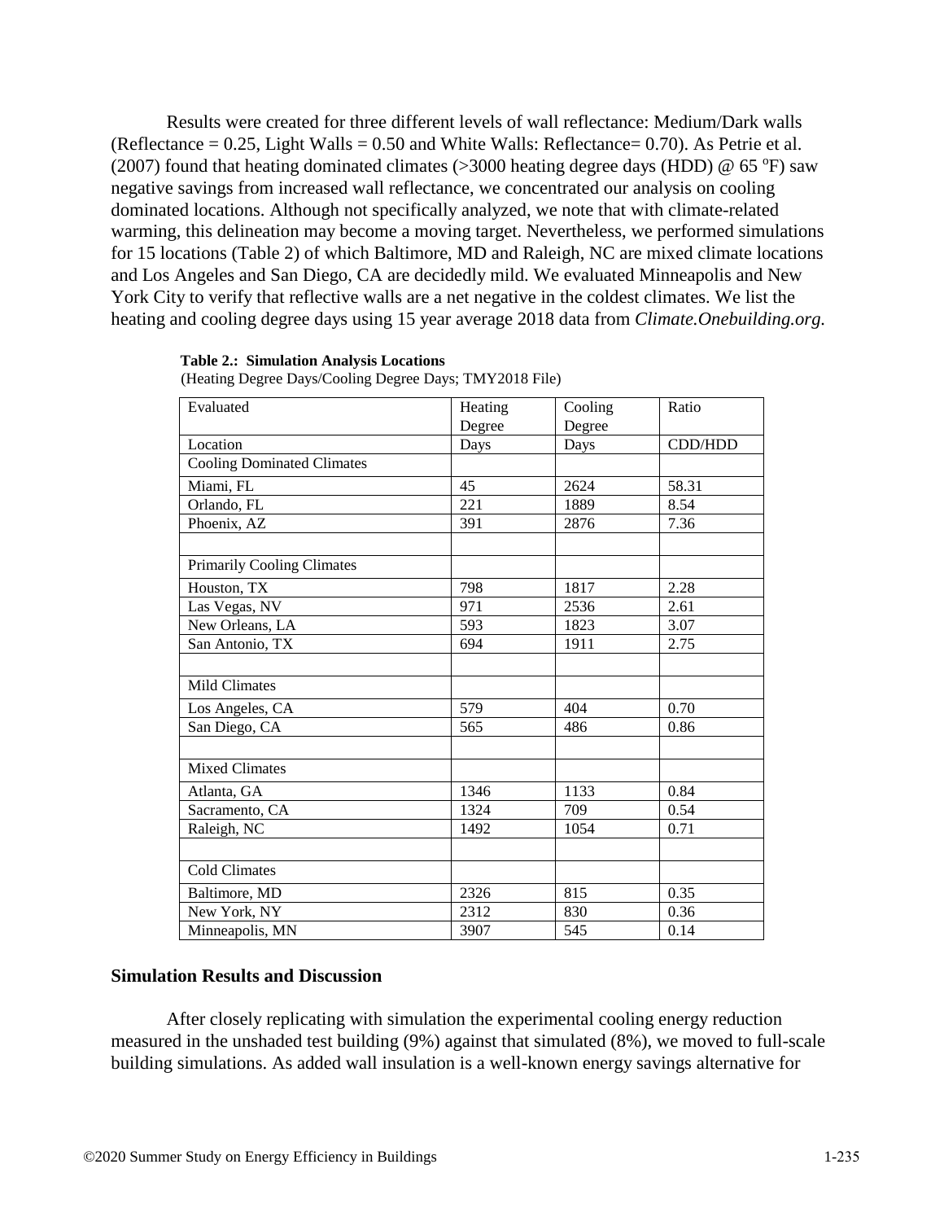Results were created for three different levels of wall reflectance: Medium/Dark walls (Reflectance = 0.25, Light Walls = 0.50 and White Walls: Reflectance= 0.70). As Petrie et al. (2007) found that heating dominated climates (>3000 heating degree days (HDD) @ 65 $^{o}$F) saw negative savings from increased wall reflectance, we concentrated our analysis on cooling dominated locations. Although not specifically analyzed, we note that with climate-related warming, this delineation may become a moving target. Nevertheless, we performed simulations for 15 locations (Table 2) of which Baltimore, MD and Raleigh, NC are mixed climate locations and Los Angeles and San Diego, CA are decidedly mild. We evaluated Minneapolis and New York City to verify that reflective walls are a net negative in the coldest climates. We list the heating and cooling degree days using 15 year average 2018 data from *Climate.Onebuilding.org.*

**Table 2.: Simulation Analysis Locations**
(Heating Degree Days/Cooling Degree Days; TMY2018 File)

| Evaluated | Heating Degree | Cooling Degree | Ratio |
|---|---|---|---|
| Location | Days | Days | CDD/HDD |
| Cooling Dominated Climates | | | |
| Miami, FL | 45 | 2624 | 58.31 |
| Orlando, FL | 221 | 1889 | 8.54 |
| Phoenix, AZ | 391 | 2876 | 7.36 |
| | | | |
| Primarily Cooling Climates | | | |
| Houston, TX | 798 | 1817 | 2.28 |
| Las Vegas, NV | 971 | 2536 | 2.61 |
| New Orleans, LA | 593 | 1823 | 3.07 |
| San Antonio, TX | 694 | 1911 | 2.75 |
| | | | |
| Mild Climates | | | |
| Los Angeles, CA | 579 | 404 | 0.70 |
| San Diego, CA | 565 | 486 | 0.86 |
| | | | |
| Mixed Climates | | | |
| Atlanta, GA | 1346 | 1133 | 0.84 |
| Sacramento, CA | 1324 | 709 | 0.54 |
| Raleigh, NC | 1492 | 1054 | 0.71 |
| | | | |
| Cold Climates | | | |
| Baltimore, MD | 2326 | 815 | 0.35 |
| New York, NY | 2312 | 830 | 0.36 |
| Minneapolis, MN | 3907 | 545 | 0.14 |

## Simulation Results and Discussion

After closely replicating with simulation the experimental cooling energy reduction measured in the unshaded test building (9%) against that simulated (8%), we moved to full-scale building simulations. As added wall insulation is a well-known energy savings alternative for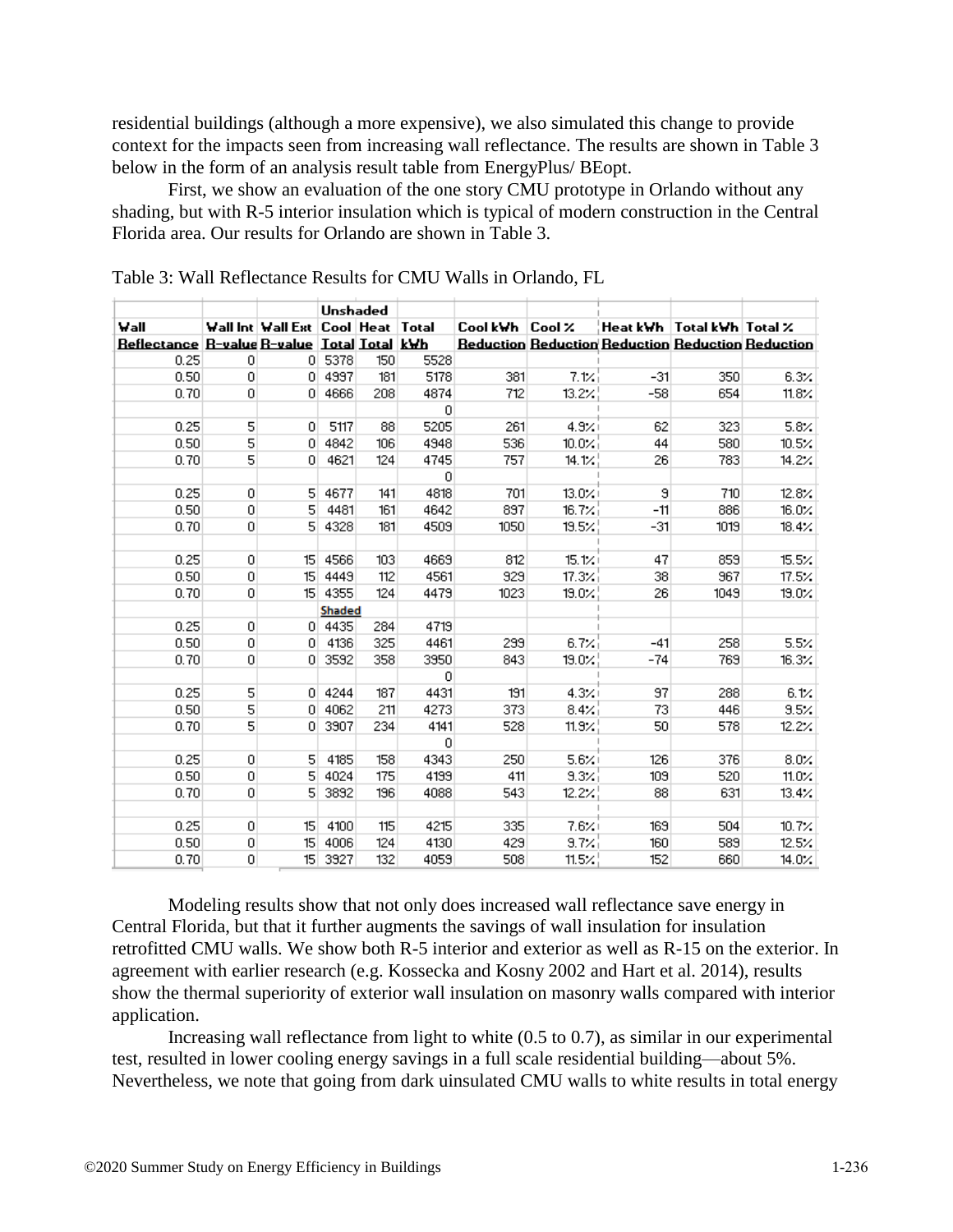residential buildings (although a more expensive), we also simulated this change to provide context for the impacts seen from increasing wall reflectance. The results are shown in Table 3 below in the form of an analysis result table from EnergyPlus/ BEopt.

First, we show an evaluation of the one story CMU prototype in Orlando without any shading, but with R-5 interior insulation which is typical of modern construction in the Central Florida area. Our results for Orlando are shown in Table 3.

Table 3: Wall Reflectance Results for CMU Walls in Orlando, FL

| Wall Reflectance | Wall Int R-value | Wall Ext R-value | Unshaded Cool Total | Heat Total | Total kWh | Cool kWh Reduction | Cool % Reduction | Heat kWh Reduction | Total kWh Reduction | Total % Reduction |
|---|---|---|---|---|---|---|---|---|---|---|
| 0.25 | 0 | 0 | 5378 | 150 | 5528 | | | | | |
| 0.50 | 0 | 0 | 4997 | 181 | 5178 | 381 | 7.1% | -31 | 350 | 6.3% |
| 0.70 | 0 | 0 | 4666 | 208 | 4874 | 712 | 13.2% | -58 | 654 | 11.8% |
| | | | | | 0 | | | | | |
| 0.25 | 5 | 0 | 5117 | 88 | 5205 | 261 | 4.9% | 62 | 323 | 5.8% |
| 0.50 | 5 | 0 | 4842 | 106 | 4948 | 536 | 10.0% | 44 | 580 | 10.5% |
| 0.70 | 5 | 0 | 4621 | 124 | 4745 | 757 | 14.1% | 26 | 783 | 14.2% |
| | | | | | 0 | | | | | |
| 0.25 | 0 | 5 | 4677 | 141 | 4818 | 701 | 13.0% | 9 | 710 | 12.8% |
| 0.50 | 0 | 5 | 4481 | 161 | 4642 | 897 | 16.7% | -11 | 886 | 16.0% |
| 0.70 | 0 | 5 | 4328 | 181 | 4509 | 1050 | 19.5% | -31 | 1019 | 18.4% |
| | | | | | | | | | | |
| 0.25 | 0 | 15 | 4566 | 103 | 4669 | 812 | 15.1% | 47 | 859 | 15.5% |
| 0.50 | 0 | 15 | 4449 | 112 | 4561 | 929 | 17.3% | 38 | 967 | 17.5% |
| 0.70 | 0 | 15 | 4355 | 124 | 4479 | 1023 | 19.0% | 26 | 1049 | 19.0% |
| | | | Shaded | | | | | | | |
| 0.25 | 0 | 0 | 4435 | 284 | 4719 | | | | | |
| 0.50 | 0 | 0 | 4136 | 325 | 4461 | 299 | 6.7% | -41 | 258 | 5.5% |
| 0.70 | 0 | 0 | 3592 | 358 | 3950 | 843 | 19.0% | -74 | 769 | 16.3% |
| | | | | | 0 | | | | | |
| 0.25 | 5 | 0 | 4244 | 187 | 4431 | 191 | 4.3% | 97 | 288 | 6.1% |
| 0.50 | 5 | 0 | 4062 | 211 | 4273 | 373 | 8.4% | 73 | 446 | 9.5% |
| 0.70 | 5 | 0 | 3907 | 234 | 4141 | 528 | 11.9% | 50 | 578 | 12.2% |
| | | | | | 0 | | | | | |
| 0.25 | 0 | 5 | 4185 | 158 | 4343 | 250 | 5.6% | 126 | 376 | 8.0% |
| 0.50 | 0 | 5 | 4024 | 175 | 4199 | 411 | 9.3% | 109 | 520 | 11.0% |
| 0.70 | 0 | 5 | 3892 | 196 | 4088 | 543 | 12.2% | 88 | 631 | 13.4% |
| | | | | | | | | | | |
| 0.25 | 0 | 15 | 4100 | 115 | 4215 | 335 | 7.6% | 169 | 504 | 10.7% |
| 0.50 | 0 | 15 | 4006 | 124 | 4130 | 429 | 9.7% | 160 | 589 | 12.5% |
| 0.70 | 0 | 15 | 3927 | 132 | 4059 | 508 | 11.5% | 152 | 660 | 14.0% |

Modeling results show that not only does increased wall reflectance save energy in Central Florida, but that it further augments the savings of wall insulation for insulation retrofitted CMU walls. We show both R-5 interior and exterior as well as R-15 on the exterior. In agreement with earlier research (e.g. Kossecka and Kosny 2002 and Hart et al. 2014), results show the thermal superiority of exterior wall insulation on masonry walls compared with interior application.

Increasing wall reflectance from light to white (0.5 to 0.7), as similar in our experimental test, resulted in lower cooling energy savings in a full scale residential building—about 5%. Nevertheless, we note that going from dark uinsulated CMU walls to white results in total energy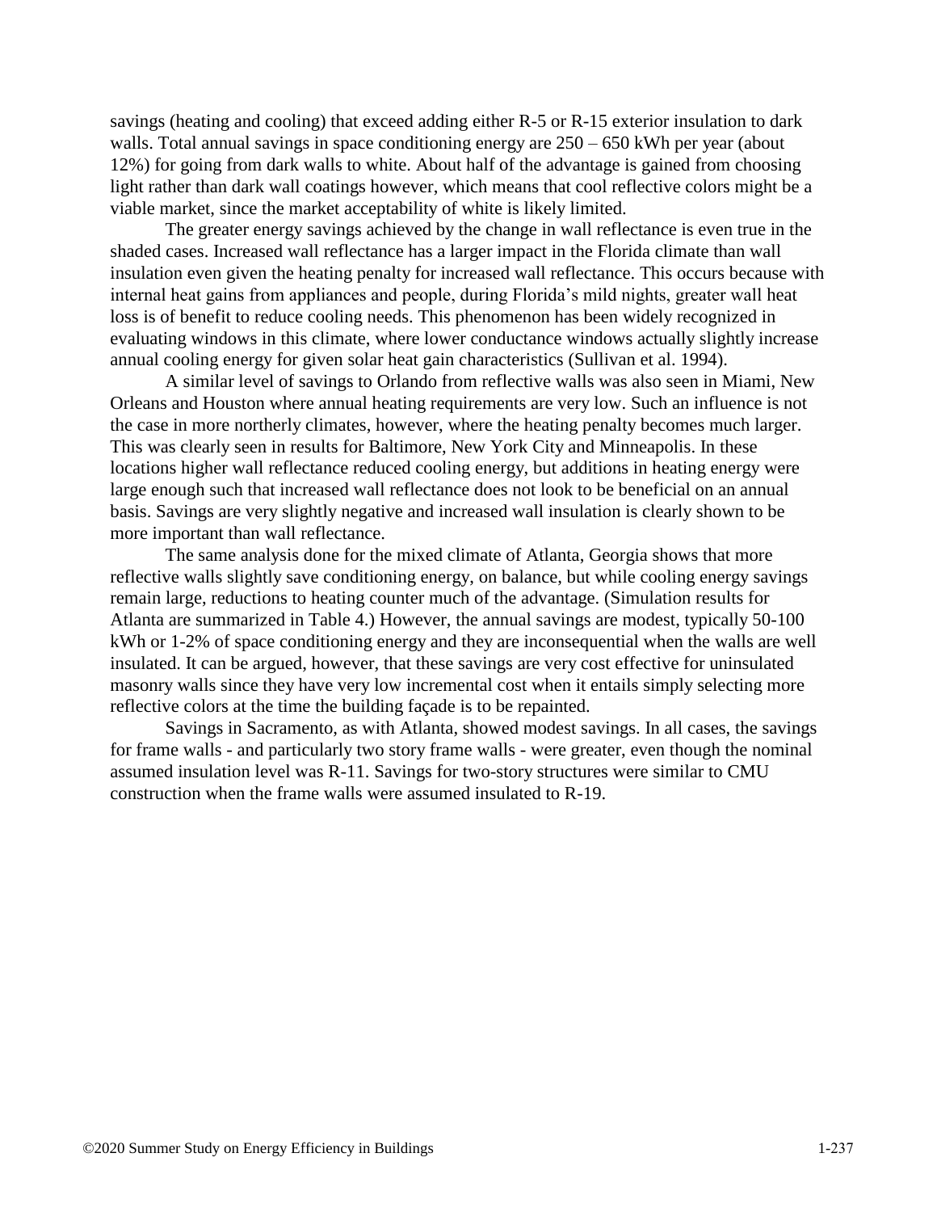savings (heating and cooling) that exceed adding either R-5 or R-15 exterior insulation to dark walls. Total annual savings in space conditioning energy are 250 – 650 kWh per year (about 12%) for going from dark walls to white. About half of the advantage is gained from choosing light rather than dark wall coatings however, which means that cool reflective colors might be a viable market, since the market acceptability of white is likely limited.

The greater energy savings achieved by the change in wall reflectance is even true in the shaded cases. Increased wall reflectance has a larger impact in the Florida climate than wall insulation even given the heating penalty for increased wall reflectance. This occurs because with internal heat gains from appliances and people, during Florida's mild nights, greater wall heat loss is of benefit to reduce cooling needs. This phenomenon has been widely recognized in evaluating windows in this climate, where lower conductance windows actually slightly increase annual cooling energy for given solar heat gain characteristics (Sullivan et al. 1994).

A similar level of savings to Orlando from reflective walls was also seen in Miami, New Orleans and Houston where annual heating requirements are very low. Such an influence is not the case in more northerly climates, however, where the heating penalty becomes much larger. This was clearly seen in results for Baltimore, New York City and Minneapolis. In these locations higher wall reflectance reduced cooling energy, but additions in heating energy were large enough such that increased wall reflectance does not look to be beneficial on an annual basis. Savings are very slightly negative and increased wall insulation is clearly shown to be more important than wall reflectance.

The same analysis done for the mixed climate of Atlanta, Georgia shows that more reflective walls slightly save conditioning energy, on balance, but while cooling energy savings remain large, reductions to heating counter much of the advantage. (Simulation results for Atlanta are summarized in Table 4.) However, the annual savings are modest, typically 50-100 kWh or 1-2% of space conditioning energy and they are inconsequential when the walls are well insulated. It can be argued, however, that these savings are very cost effective for uninsulated masonry walls since they have very low incremental cost when it entails simply selecting more reflective colors at the time the building façade is to be repainted.

Savings in Sacramento, as with Atlanta, showed modest savings. In all cases, the savings for frame walls - and particularly two story frame walls - were greater, even though the nominal assumed insulation level was R-11. Savings for two-story structures were similar to CMU construction when the frame walls were assumed insulated to R-19.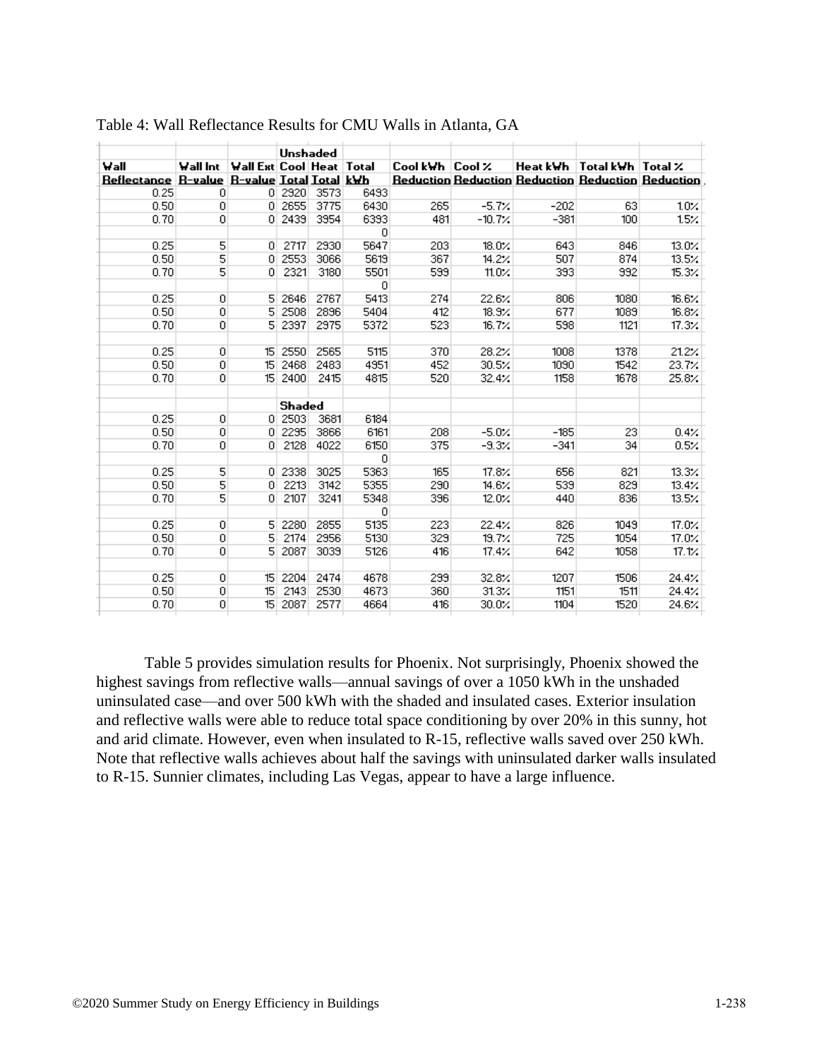Table 4: Wall Reflectance Results for CMU Walls in Atlanta, GA

| Wall Reflectance | Wall Int R-value | Wall Ext R-value | Unshaded Cool Total | Heat Total | Total kWh | Cool kWh Reduction | Cool % Reduction | Heat kWh Reduction | Total kWh Reduction | Total % Reduction |
|---|---|---|---|---|---|---|---|---|---|---|
| 0.25 | 0 | 0 | 2920 | 3573 | 6493 | | | | | |
| 0.50 | 0 | 0 | 2655 | 3775 | 6430 | 265 | -5.7% | -202 | 63 | 1.0% |
| 0.70 | 0 | 0 | 2439 | 3954 | 6393 | 481 | -10.7% | -381 | 100 | 1.5% |
| | | | | | 0 | | | | | |
| 0.25 | 5 | 0 | 2717 | 2930 | 5647 | 203 | 18.0% | 643 | 846 | 13.0% |
| 0.50 | 5 | 0 | 2553 | 3066 | 5619 | 367 | 14.2% | 507 | 874 | 13.5% |
| 0.70 | 5 | 0 | 2321 | 3180 | 5501 | 599 | 11.0% | 393 | 992 | 15.3% |
| | | | | | 0 | | | | | |
| 0.25 | 0 | 5 | 2646 | 2767 | 5413 | 274 | 22.6% | 806 | 1080 | 16.6% |
| 0.50 | 0 | 5 | 2508 | 2896 | 5404 | 412 | 18.9% | 677 | 1089 | 16.8% |
| 0.70 | 0 | 5 | 2397 | 2975 | 5372 | 523 | 16.7% | 598 | 1121 | 17.3% |
| | | | | | | | | | | |
| 0.25 | 0 | 15 | 2550 | 2565 | 5115 | 370 | 28.2% | 1008 | 1378 | 21.2% |
| 0.50 | 0 | 15 | 2468 | 2483 | 4951 | 452 | 30.5% | 1090 | 1542 | 23.7% |
| 0.70 | 0 | 15 | 2400 | 2415 | 4815 | 520 | 32.4% | 1158 | 1678 | 25.8% |
| | | | | | | | | | | |
| | | | Shaded | | | | | | | |
| 0.25 | 0 | 0 | 2503 | 3681 | 6184 | | | | | |
| 0.50 | 0 | 0 | 2295 | 3866 | 6161 | 208 | -5.0% | -185 | 23 | 0.4% |
| 0.70 | 0 | 0 | 2128 | 4022 | 6150 | 375 | -9.3% | -341 | 34 | 0.5% |
| | | | | | 0 | | | | | |
| 0.25 | 5 | 0 | 2338 | 3025 | 5363 | 165 | 17.8% | 656 | 821 | 13.3% |
| 0.50 | 5 | 0 | 2213 | 3142 | 5355 | 290 | 14.6% | 539 | 829 | 13.4% |
| 0.70 | 5 | 0 | 2107 | 3241 | 5348 | 396 | 12.0% | 440 | 836 | 13.5% |
| | | | | | 0 | | | | | |
| 0.25 | 0 | 5 | 2280 | 2855 | 5135 | 223 | 22.4% | 826 | 1049 | 17.0% |
| 0.50 | 0 | 5 | 2174 | 2956 | 5130 | 329 | 19.7% | 725 | 1054 | 17.0% |
| 0.70 | 0 | 5 | 2087 | 3039 | 5126 | 416 | 17.4% | 642 | 1058 | 17.1% |
| | | | | | | | | | | |
| 0.25 | 0 | 15 | 2204 | 2474 | 4678 | 299 | 32.8% | 1207 | 1506 | 24.4% |
| 0.50 | 0 | 15 | 2143 | 2530 | 4673 | 360 | 31.3% | 1151 | 1511 | 24.4% |
| 0.70 | 0 | 15 | 2087 | 2577 | 4664 | 416 | 30.0% | 1104 | 1520 | 24.6% |

Table 5 provides simulation results for Phoenix. Not surprisingly, Phoenix showed the highest savings from reflective walls—annual savings of over a 1050 kWh in the unshaded uninsulated case—and over 500 kWh with the shaded and insulated cases. Exterior insulation and reflective walls were able to reduce total space conditioning by over 20% in this sunny, hot and arid climate. However, even when insulated to R-15, reflective walls saved over 250 kWh. Note that reflective walls achieves about half the savings with uninsulated darker walls insulated to R-15. Sunnier climates, including Las Vegas, appear to have a large influence.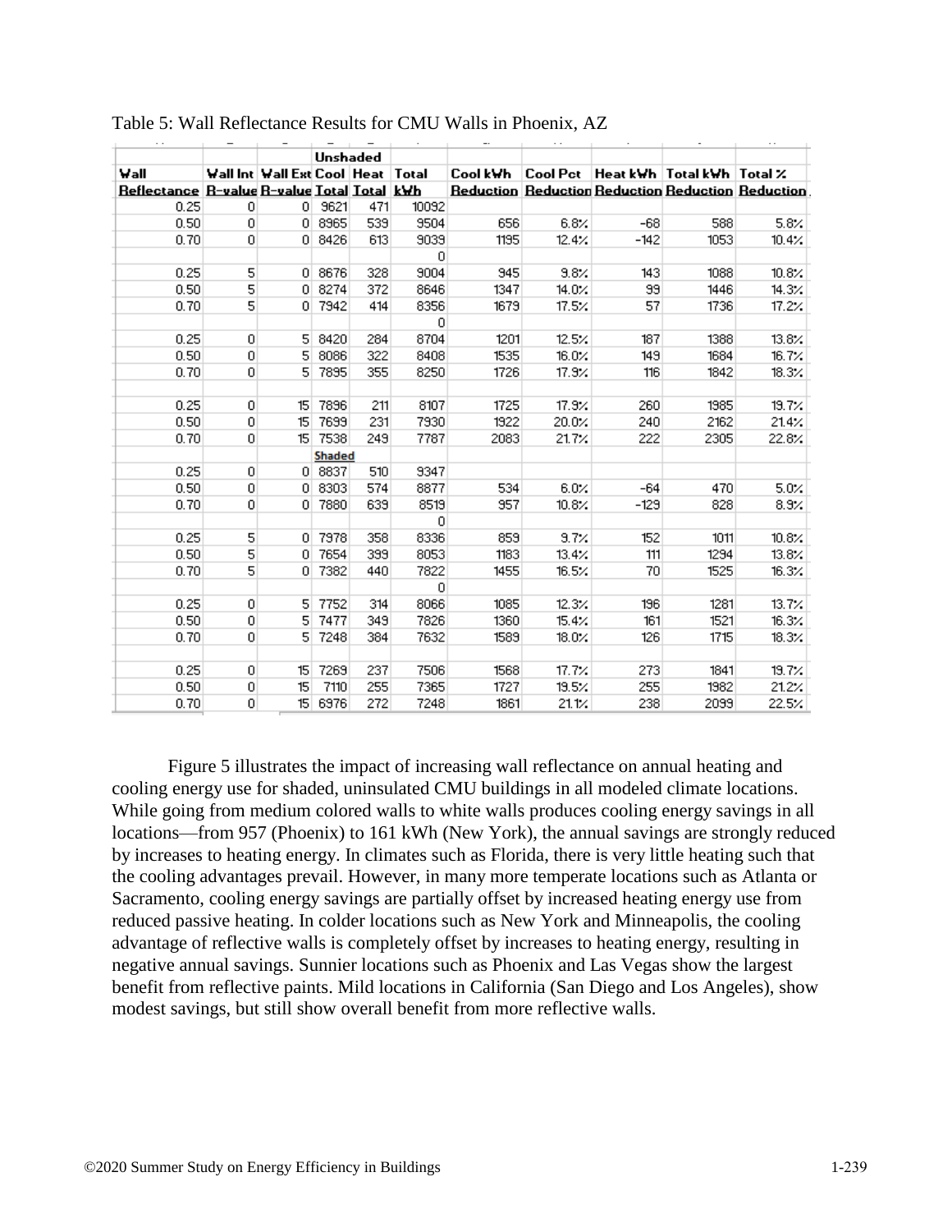Table 5: Wall Reflectance Results for CMU Walls in Phoenix, AZ

| Wall Reflectance | Wall Int R-value | Wall Ext R-value | Cool Total | Heat Total | Total kWh | Cool kWh Reduction | Cool Pct Reduction | Heat kWh Reduction | Total kWh Reduction | Total % Reduction |
|---|---|---|---|---|---|---|---|---|---|---|
| | | | **Unshaded** | | | | | | | |
| 0.25 | 0 | 0 | 9621 | 471 | 10092 | | | | | |
| 0.50 | 0 | 0 | 8965 | 539 | 9504 | 656 | 6.8% | -68 | 588 | 5.8% |
| 0.70 | 0 | 0 | 8426 | 613 | 9039 | 1195 | 12.4% | -142 | 1053 | 10.4% |
| | | | | | 0 | | | | | |
| 0.25 | 5 | 0 | 8676 | 328 | 9004 | 945 | 9.8% | 143 | 1088 | 10.8% |
| 0.50 | 5 | 0 | 8274 | 372 | 8646 | 1347 | 14.0% | 99 | 1446 | 14.3% |
| 0.70 | 5 | 0 | 7942 | 414 | 8356 | 1679 | 17.5% | 57 | 1736 | 17.2% |
| | | | | | 0 | | | | | |
| 0.25 | 0 | 5 | 8420 | 284 | 8704 | 1201 | 12.5% | 187 | 1388 | 13.8% |
| 0.50 | 0 | 5 | 8086 | 322 | 8408 | 1535 | 16.0% | 149 | 1684 | 16.7% |
| 0.70 | 0 | 5 | 7895 | 355 | 8250 | 1726 | 17.9% | 116 | 1842 | 18.3% |
| | | | | | | | | | | |
| 0.25 | 0 | 15 | 7896 | 211 | 8107 | 1725 | 17.9% | 260 | 1985 | 19.7% |
| 0.50 | 0 | 15 | 7699 | 231 | 7930 | 1922 | 20.0% | 240 | 2162 | 21.4% |
| 0.70 | 0 | 15 | 7538 | 249 | 7787 | 2083 | 21.7% | 222 | 2305 | 22.8% |
| | | | **Shaded** | | | | | | | |
| 0.25 | 0 | 0 | 8837 | 510 | 9347 | | | | | |
| 0.50 | 0 | 0 | 8303 | 574 | 8877 | 534 | 6.0% | -64 | 470 | 5.0% |
| 0.70 | 0 | 0 | 7880 | 639 | 8519 | 957 | 10.8% | -129 | 828 | 8.9% |
| | | | | | 0 | | | | | |
| 0.25 | 5 | 0 | 7978 | 358 | 8336 | 859 | 9.7% | 152 | 1011 | 10.8% |
| 0.50 | 5 | 0 | 7654 | 399 | 8053 | 1183 | 13.4% | 111 | 1294 | 13.8% |
| 0.70 | 5 | 0 | 7382 | 440 | 7822 | 1455 | 16.5% | 70 | 1525 | 16.3% |
| | | | | | 0 | | | | | |
| 0.25 | 0 | 5 | 7752 | 314 | 8066 | 1085 | 12.3% | 196 | 1281 | 13.7% |
| 0.50 | 0 | 5 | 7477 | 349 | 7826 | 1360 | 15.4% | 161 | 1521 | 16.3% |
| 0.70 | 0 | 5 | 7248 | 384 | 7632 | 1589 | 18.0% | 126 | 1715 | 18.3% |
| | | | | | | | | | | |
| 0.25 | 0 | 15 | 7269 | 237 | 7506 | 1568 | 17.7% | 273 | 1841 | 19.7% |
| 0.50 | 0 | 15 | 7110 | 255 | 7365 | 1727 | 19.5% | 255 | 1982 | 21.2% |
| 0.70 | 0 | 15 | 6976 | 272 | 7248 | 1861 | 21.1% | 238 | 2099 | 22.5% |

Figure 5 illustrates the impact of increasing wall reflectance on annual heating and cooling energy use for shaded, uninsulated CMU buildings in all modeled climate locations. While going from medium colored walls to white walls produces cooling energy savings in all locations—from 957 (Phoenix) to 161 kWh (New York), the annual savings are strongly reduced by increases to heating energy. In climates such as Florida, there is very little heating such that the cooling advantages prevail. However, in many more temperate locations such as Atlanta or Sacramento, cooling energy savings are partially offset by increased heating energy use from reduced passive heating. In colder locations such as New York and Minneapolis, the cooling advantage of reflective walls is completely offset by increases to heating energy, resulting in negative annual savings. Sunnier locations such as Phoenix and Las Vegas show the largest benefit from reflective paints. Mild locations in California (San Diego and Los Angeles), show modest savings, but still show overall benefit from more reflective walls.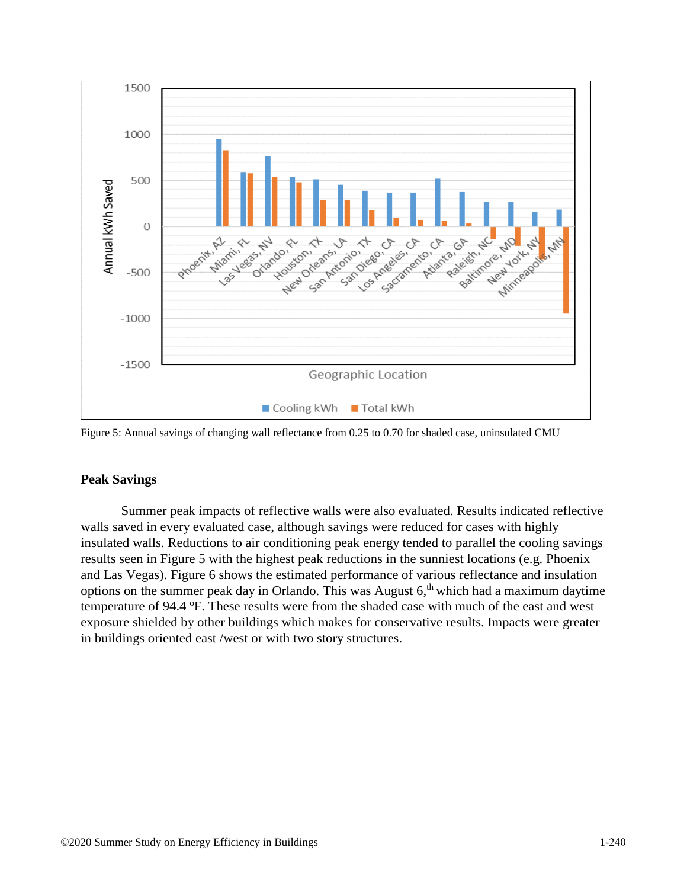Figure 5: Annual savings of changing wall reflectance from 0.25 to 0.70 for shaded case, uninsulated CMU

## Peak Savings

Summer peak impacts of reflective walls were also evaluated. Results indicated reflective walls saved in every evaluated case, although savings were reduced for cases with highly insulated walls. Reductions to air conditioning peak energy tended to parallel the cooling savings results seen in Figure 5 with the highest peak reductions in the sunniest locations (e.g. Phoenix and Las Vegas). Figure 6 shows the estimated performance of various reflectance and insulation options on the summer peak day in Orlando. This was August 6,[th] which had a maximum daytime temperature of 94.4 °F. These results were from the shaded case with much of the east and west exposure shielded by other buildings which makes for conservative results. Impacts were greater in buildings oriented east /west or with two story structures.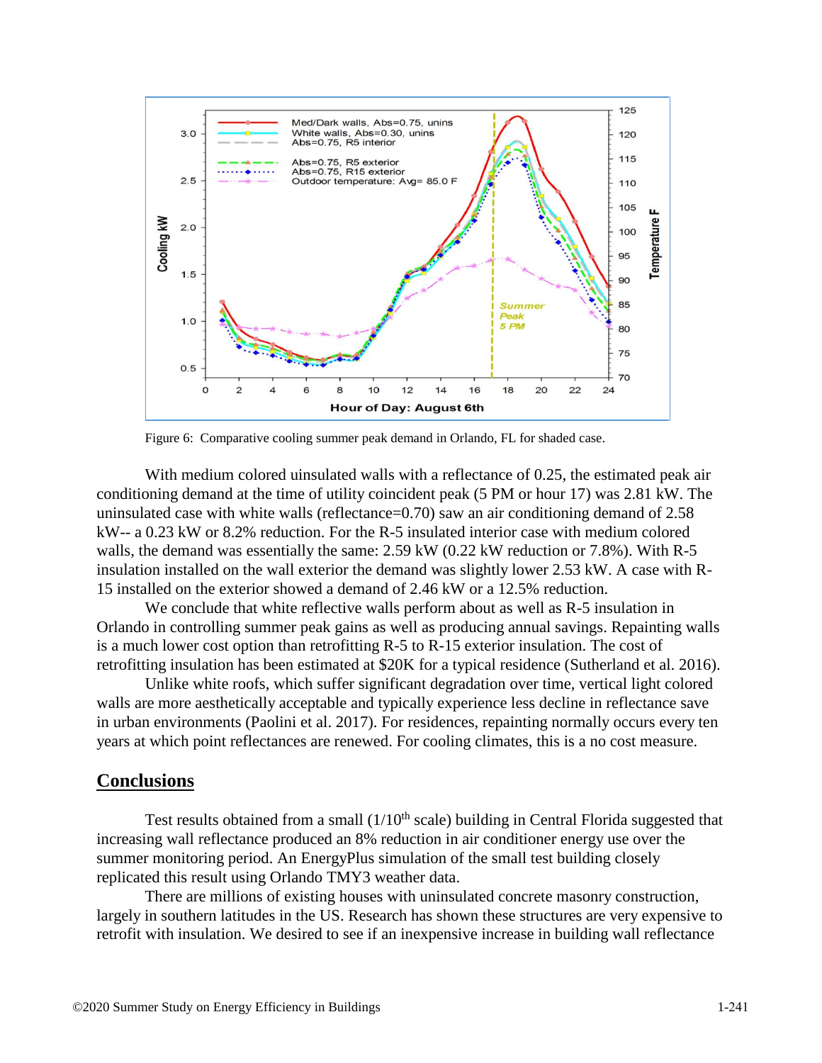Figure 6: Comparative cooling summer peak demand in Orlando, FL for shaded case.

With medium colored uinsulated walls with a reflectance of 0.25, the estimated peak air conditioning demand at the time of utility coincident peak (5 PM or hour 17) was 2.81 kW. The uninsulated case with white walls (reflectance=0.70) saw an air conditioning demand of 2.58 kW-- a 0.23 kW or 8.2% reduction. For the R-5 insulated interior case with medium colored walls, the demand was essentially the same: 2.59 kW (0.22 kW reduction or 7.8%). With R-5 insulation installed on the wall exterior the demand was slightly lower 2.53 kW. A case with R-15 installed on the exterior showed a demand of 2.46 kW or a 12.5% reduction.

We conclude that white reflective walls perform about as well as R-5 insulation in Orlando in controlling summer peak gains as well as producing annual savings. Repainting walls is a much lower cost option than retrofitting R-5 to R-15 exterior insulation. The cost of retrofitting insulation has been estimated at $20K for a typical residence (Sutherland et al. 2016).

Unlike white roofs, which suffer significant degradation over time, vertical light colored walls are more aesthetically acceptable and typically experience less decline in reflectance save in urban environments (Paolini et al. 2017). For residences, repainting normally occurs every ten years at which point reflectances are renewed. For cooling climates, this is a no cost measure.

## Conclusions

Test results obtained from a small (1/10th scale) building in Central Florida suggested that increasing wall reflectance produced an 8% reduction in air conditioner energy use over the summer monitoring period. An EnergyPlus simulation of the small test building closely replicated this result using Orlando TMY3 weather data.

There are millions of existing houses with uninsulated concrete masonry construction, largely in southern latitudes in the US. Research has shown these structures are very expensive to retrofit with insulation. We desired to see if an inexpensive increase in building wall reflectance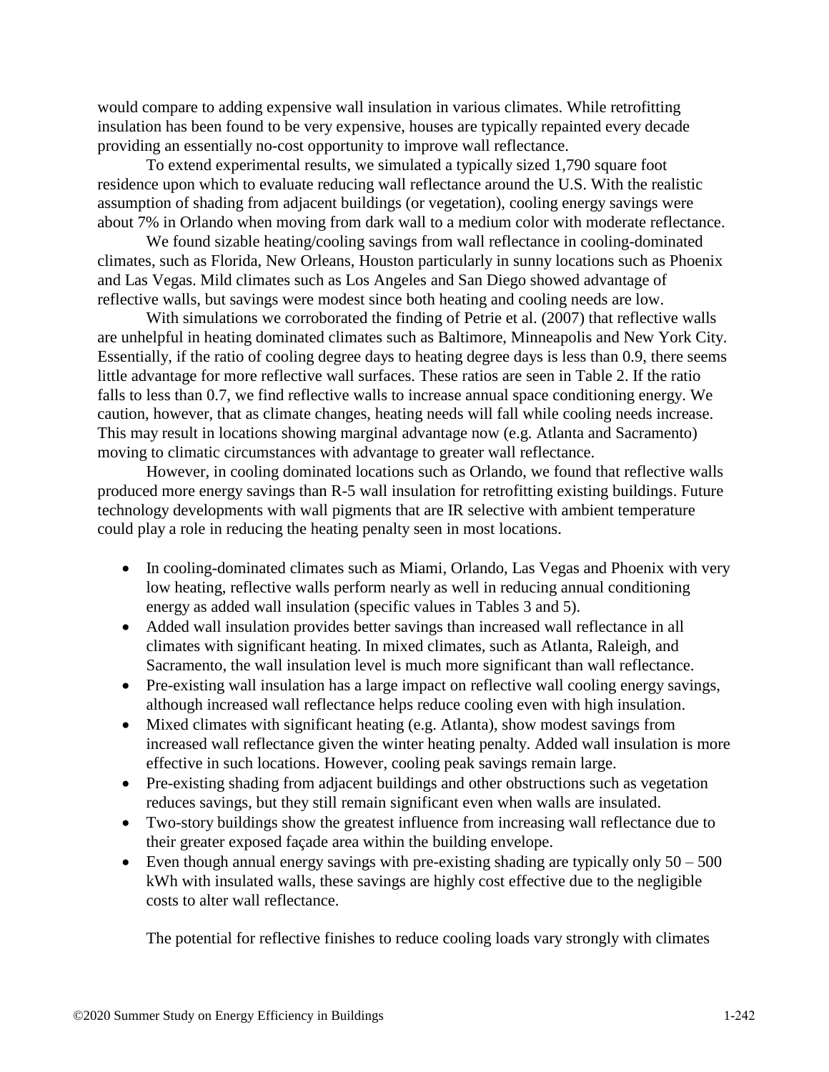would compare to adding expensive wall insulation in various climates. While retrofitting insulation has been found to be very expensive, houses are typically repainted every decade providing an essentially no-cost opportunity to improve wall reflectance.

To extend experimental results, we simulated a typically sized 1,790 square foot residence upon which to evaluate reducing wall reflectance around the U.S. With the realistic assumption of shading from adjacent buildings (or vegetation), cooling energy savings were about 7% in Orlando when moving from dark wall to a medium color with moderate reflectance.

We found sizable heating/cooling savings from wall reflectance in cooling-dominated climates, such as Florida, New Orleans, Houston particularly in sunny locations such as Phoenix and Las Vegas. Mild climates such as Los Angeles and San Diego showed advantage of reflective walls, but savings were modest since both heating and cooling needs are low.

With simulations we corroborated the finding of Petrie et al. (2007) that reflective walls are unhelpful in heating dominated climates such as Baltimore, Minneapolis and New York City. Essentially, if the ratio of cooling degree days to heating degree days is less than 0.9, there seems little advantage for more reflective wall surfaces. These ratios are seen in Table 2. If the ratio falls to less than 0.7, we find reflective walls to increase annual space conditioning energy. We caution, however, that as climate changes, heating needs will fall while cooling needs increase. This may result in locations showing marginal advantage now (e.g. Atlanta and Sacramento) moving to climatic circumstances with advantage to greater wall reflectance.

However, in cooling dominated locations such as Orlando, we found that reflective walls produced more energy savings than R-5 wall insulation for retrofitting existing buildings. Future technology developments with wall pigments that are IR selective with ambient temperature could play a role in reducing the heating penalty seen in most locations.

- In cooling-dominated climates such as Miami, Orlando, Las Vegas and Phoenix with very low heating, reflective walls perform nearly as well in reducing annual conditioning energy as added wall insulation (specific values in Tables 3 and 5).
- Added wall insulation provides better savings than increased wall reflectance in all climates with significant heating. In mixed climates, such as Atlanta, Raleigh, and Sacramento, the wall insulation level is much more significant than wall reflectance.
- Pre-existing wall insulation has a large impact on reflective wall cooling energy savings, although increased wall reflectance helps reduce cooling even with high insulation.
- Mixed climates with significant heating (e.g. Atlanta), show modest savings from increased wall reflectance given the winter heating penalty. Added wall insulation is more effective in such locations. However, cooling peak savings remain large.
- Pre-existing shading from adjacent buildings and other obstructions such as vegetation reduces savings, but they still remain significant even when walls are insulated.
- Two-story buildings show the greatest influence from increasing wall reflectance due to their greater exposed façade area within the building envelope.
- Even though annual energy savings with pre-existing shading are typically only 50 – 500 kWh with insulated walls, these savings are highly cost effective due to the negligible costs to alter wall reflectance.

The potential for reflective finishes to reduce cooling loads vary strongly with climates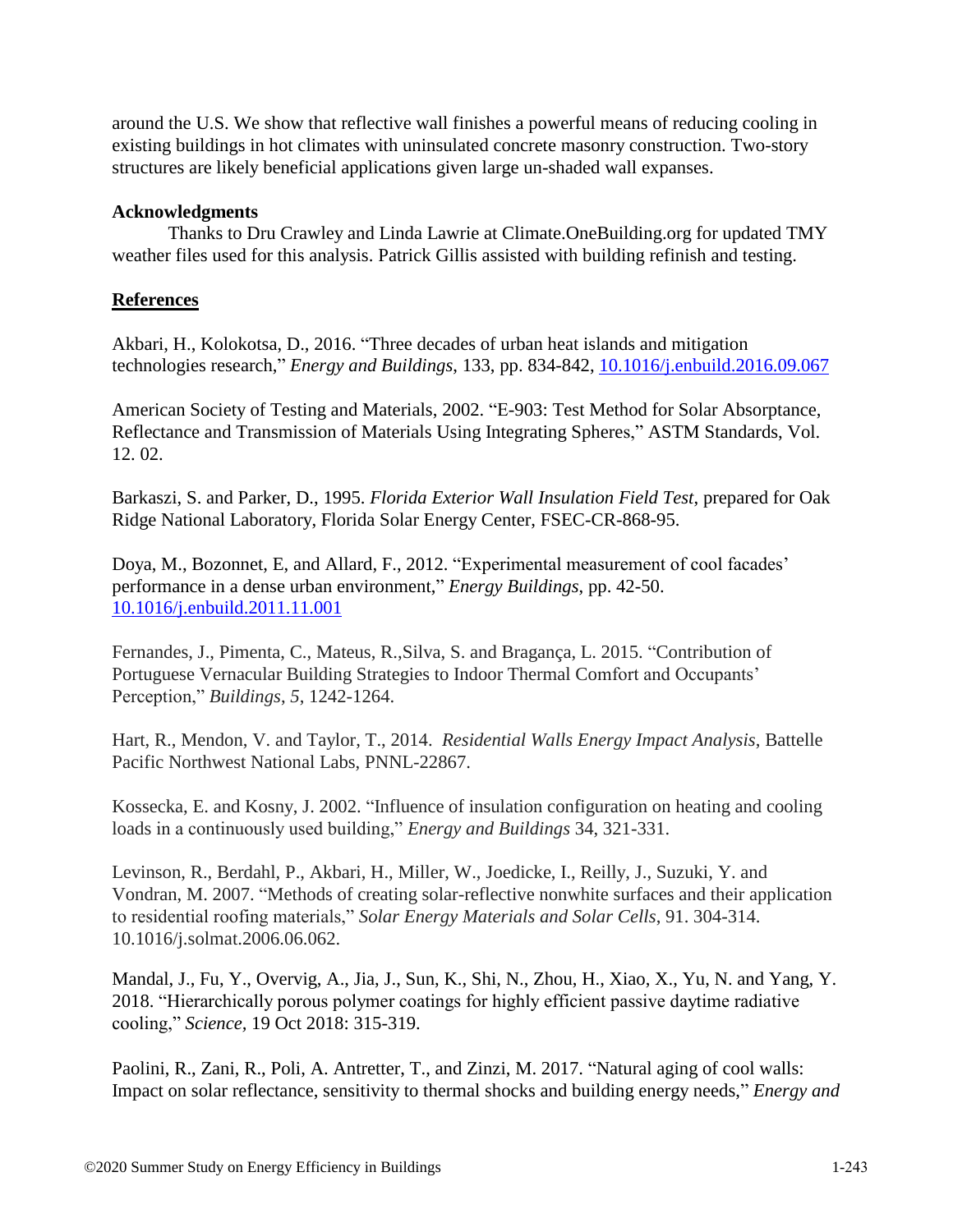around the U.S. We show that reflective wall finishes a powerful means of reducing cooling in existing buildings in hot climates with uninsulated concrete masonry construction. Two-story structures are likely beneficial applications given large un-shaded wall expanses.

**Acknowledgments**

Thanks to Dru Crawley and Linda Lawrie at Climate.OneBuilding.org for updated TMY weather files used for this analysis. Patrick Gillis assisted with building refinish and testing.

## References

Akbari, H., Kolokotsa, D., 2016. "Three decades of urban heat islands and mitigation technologies research," *Energy and Buildings*, 133, pp. 834-842, 10.1016/j.enbuild.2016.09.067

American Society of Testing and Materials, 2002. "E-903: Test Method for Solar Absorptance, Reflectance and Transmission of Materials Using Integrating Spheres," ASTM Standards, Vol. 12. 02.

Barkaszi, S. and Parker, D., 1995. *Florida Exterior Wall Insulation Field Test*, prepared for Oak Ridge National Laboratory, Florida Solar Energy Center, FSEC-CR-868-95.

Doya, M., Bozonnet, E, and Allard, F., 2012. "Experimental measurement of cool facades' performance in a dense urban environment," *Energy Buildings*, pp. 42-50. 10.1016/j.enbuild.2011.11.001

Fernandes, J., Pimenta, C., Mateus, R.,Silva, S. and Bragança, L. 2015. "Contribution of Portuguese Vernacular Building Strategies to Indoor Thermal Comfort and Occupants' Perception," *Buildings*, *5*, 1242-1264.

Hart, R., Mendon, V. and Taylor, T., 2014. *Residential Walls Energy Impact Analysis*, Battelle Pacific Northwest National Labs, PNNL-22867.

Kossecka, E. and Kosny, J. 2002. "Influence of insulation configuration on heating and cooling loads in a continuously used building," *Energy and Buildings* 34, 321-331.

Levinson, R., Berdahl, P., Akbari, H., Miller, W., Joedicke, I., Reilly, J., Suzuki, Y. and Vondran, M. 2007. "Methods of creating solar-reflective nonwhite surfaces and their application to residential roofing materials," *Solar Energy Materials and Solar Cells*, 91. 304-314. 10.1016/j.solmat.2006.06.062.

Mandal, J., Fu, Y., Overvig, A., Jia, J., Sun, K., Shi, N., Zhou, H., Xiao, X., Yu, N. and Yang, Y. 2018. "Hierarchically porous polymer coatings for highly efficient passive daytime radiative cooling," *Science,* 19 Oct 2018: 315-319.

Paolini, R., Zani, R., Poli, A. Antretter, T., and Zinzi, M. 2017. "Natural aging of cool walls: Impact on solar reflectance, sensitivity to thermal shocks and building energy needs," *Energy and*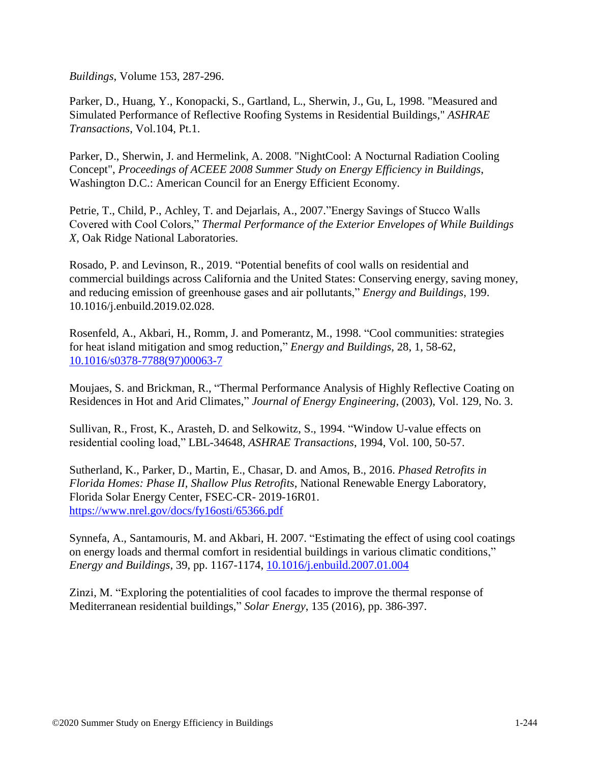*Buildings*, Volume 153, 287-296.

Parker, D., Huang, Y., Konopacki, S., Gartland, L., Sherwin, J., Gu, L, 1998. "Measured and Simulated Performance of Reflective Roofing Systems in Residential Buildings," *ASHRAE Transactions*, Vol.104, Pt.1.

Parker, D., Sherwin, J. and Hermelink, A. 2008. "NightCool: A Nocturnal Radiation Cooling Concept", *Proceedings of ACEEE 2008 Summer Study on Energy Efficiency in Buildings*, Washington D.C.: American Council for an Energy Efficient Economy.

Petrie, T., Child, P., Achley, T. and Dejarlais, A., 2007."Energy Savings of Stucco Walls Covered with Cool Colors," *Thermal Performance of the Exterior Envelopes of While Buildings X*, Oak Ridge National Laboratories.

Rosado, P. and Levinson, R., 2019. "Potential benefits of cool walls on residential and commercial buildings across California and the United States: Conserving energy, saving money, and reducing emission of greenhouse gases and air pollutants," *Energy and Buildings*, 199. 10.1016/j.enbuild.2019.02.028.

Rosenfeld, A., Akbari, H., Romm, J. and Pomerantz, M., 1998. "Cool communities: strategies for heat island mitigation and smog reduction," *Energy and Buildings*, 28, 1, 58-62, 10.1016/s0378-7788(97)00063-7

Moujaes, S. and Brickman, R., "Thermal Performance Analysis of Highly Reflective Coating on Residences in Hot and Arid Climates," *Journal of Energy Engineering*, (2003), Vol. 129, No. 3.

Sullivan, R., Frost, K., Arasteh, D. and Selkowitz, S., 1994. "Window U-value effects on residential cooling load," LBL-34648, *ASHRAE Transactions*, 1994, Vol. 100, 50-57.

Sutherland, K., Parker, D., Martin, E., Chasar, D. and Amos, B., 2016. *Phased Retrofits in Florida Homes: Phase II, Shallow Plus Retrofits*, National Renewable Energy Laboratory, Florida Solar Energy Center, FSEC-CR- 2019-16R01. https://www.nrel.gov/docs/fy16osti/65366.pdf

Synnefa, A., Santamouris, M. and Akbari, H. 2007. "Estimating the effect of using cool coatings on energy loads and thermal comfort in residential buildings in various climatic conditions," *Energy and Buildings*, 39, pp. 1167-1174, 10.1016/j.enbuild.2007.01.004

Zinzi, M. "Exploring the potentialities of cool facades to improve the thermal response of Mediterranean residential buildings," *Solar Energy*, 135 (2016), pp. 386-397.